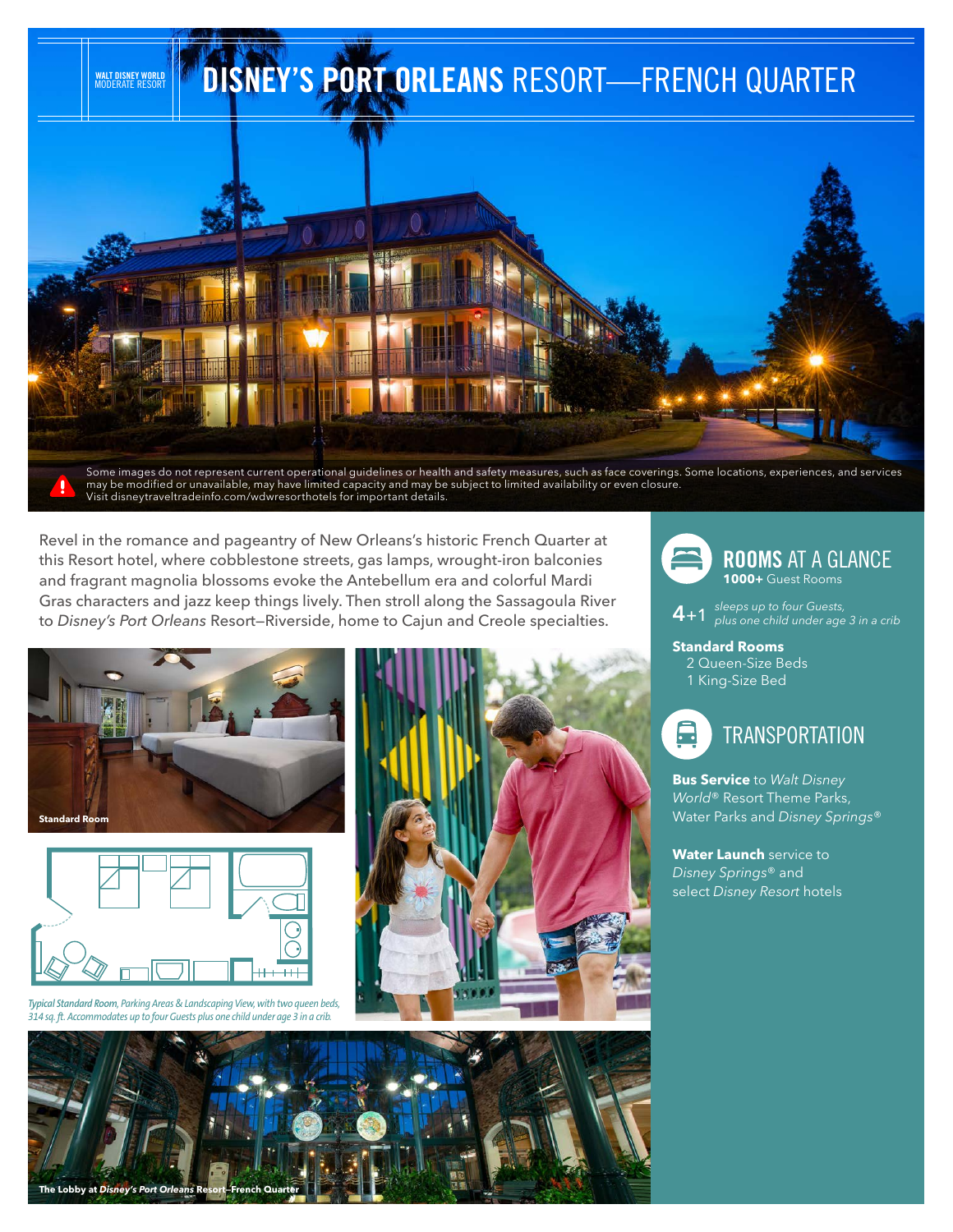WALT DISNEY WORLD
MODERATE RESORT

# DISNEY'S PORT ORLEANS RESORT—FRENCH QUARTER

Some images do not represent current operational guidelines or health and safety measures, such as face coverings. Some locations, experiences, and services may be modified or unavailable, may have limited capacity and may be subject to limited availability or even closure. Visit disneytraveltradeinfo.com/wdwresorthotels for important details.

Revel in the romance and pageantry of New Orleans's historic French Quarter at this Resort hotel, where cobblestone streets, gas lamps, wrought-iron balconies and fragrant magnolia blossoms evoke the Antebellum era and colorful Mardi Gras characters and jazz keep things lively. Then stroll along the Sassagoula River to *Disney's Port Orleans* Resort–Riverside, home to Cajun and Creole specialties.

Standard Room

*Typical Standard Room, Parking Areas & Landscaping View, with two queen beds, 314 sq. ft. Accommodates up to four Guests plus one child under age 3 in a crib.*

The Lobby at *Disney's Port Orleans* Resort–French Quarter

## ROOMS AT A GLANCE

**1000+** Guest Rooms

4+1 *sleeps up to four Guests, plus one child under age 3 in a crib*

**Standard Rooms**
- 2 Queen-Size Beds
- 1 King-Size Bed

## TRANSPORTATION

**Bus Service** to *Walt Disney World*® Resort Theme Parks, Water Parks and *Disney Springs*®

**Water Launch** service to *Disney Springs*® and select *Disney Resort* hotels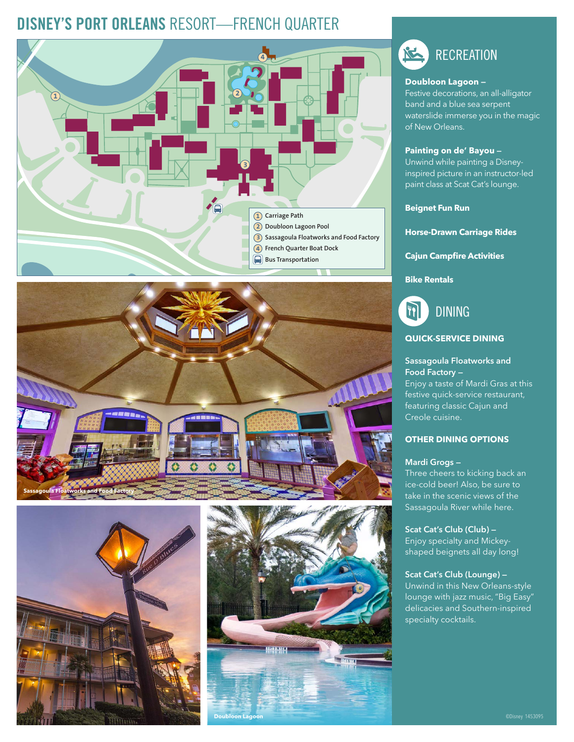# DISNEY'S PORT ORLEANS RESORT—FRENCH QUARTER

1. Carriage Path
2. Doubloon Lagoon Pool
3. Sassagoula Floatworks and Food Factory
4. French Quarter Boat Dock

Bus Transportation

Sassagoula Floatworks and Food Factory

Doubloon Lagoon

## RECREATION

**Doubloon Lagoon –**
Festive decorations, an all-alligator band and a blue sea serpent waterslide immerse you in the magic of New Orleans.

**Painting on de' Bayou –**
Unwind while painting a Disney-inspired picture in an instructor-led paint class at Scat Cat's lounge.

**Beignet Fun Run**

**Horse-Drawn Carriage Rides**

**Cajun Campfire Activities**

**Bike Rentals**

## DINING

### QUICK-SERVICE DINING

**Sassagoula Floatworks and Food Factory –**
Enjoy a taste of Mardi Gras at this festive quick-service restaurant, featuring classic Cajun and Creole cuisine.

### OTHER DINING OPTIONS

**Mardi Grogs –**
Three cheers to kicking back an ice-cold beer! Also, be sure to take in the scenic views of the Sassagoula River while here.

**Scat Cat's Club (Club) –**
Enjoy specialty and Mickey-shaped beignets all day long!

**Scat Cat's Club (Lounge) –**
Unwind in this New Orleans-style lounge with jazz music, "Big Easy" delicacies and Southern-inspired specialty cocktails.

©Disney 1453095